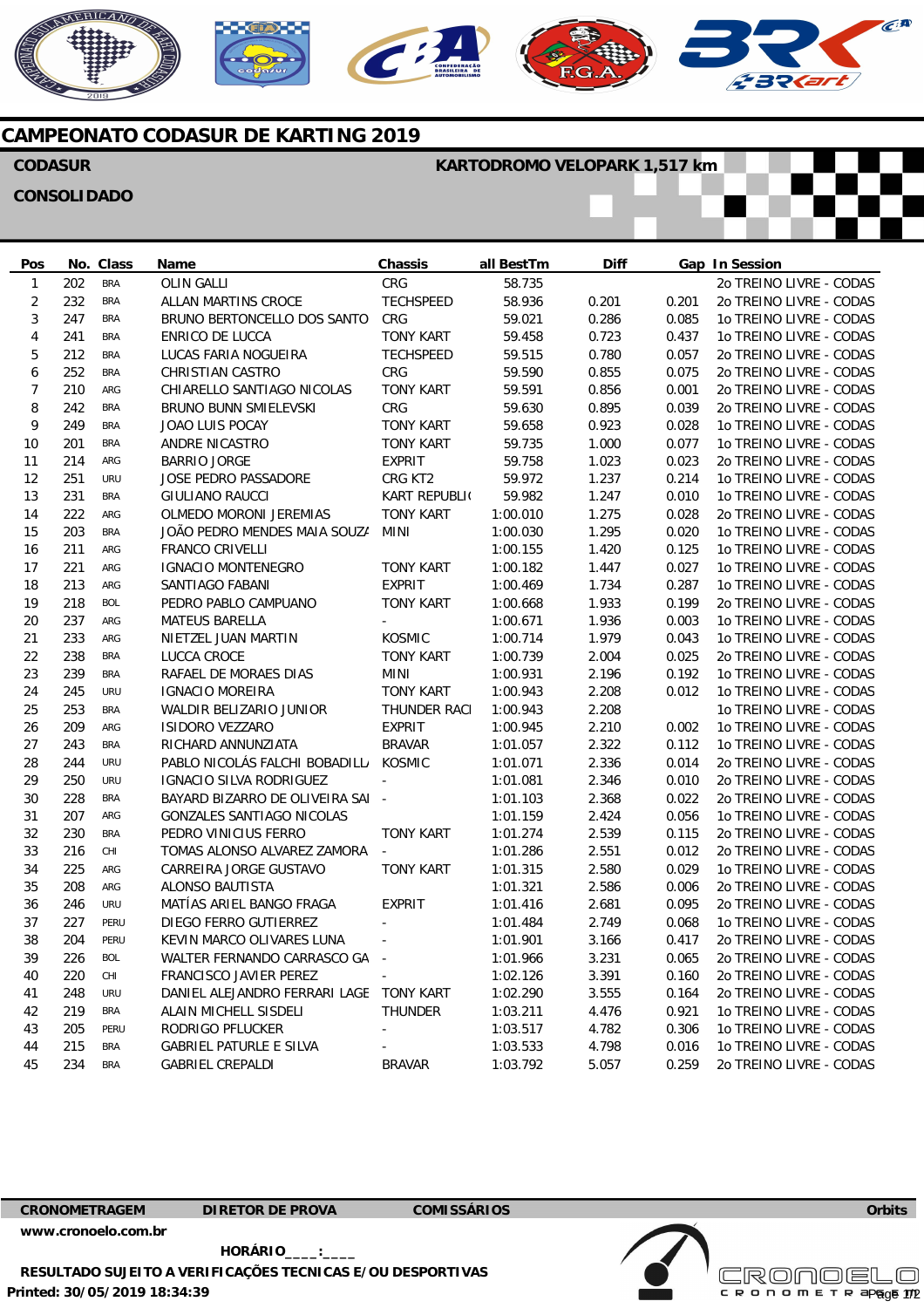# CAMPEONATO CODASUR DE KARTING 2019

**CODASUR** **KARTODROMO VELOPARK 1,517 km**

**CONSOLIDADO**

| Pos | No. | Class | Name | Chassis | all BestTm | Diff | Gap | In Session |
|---|---|---|---|---|---|---|---|---|
| 1 | 202 | BRA | OLIN GALLI | CRG | 58.735 | | | 2o TREINO LIVRE - CODAS |
| 2 | 232 | BRA | ALLAN MARTINS CROCE | TECHSPEED | 58.936 | 0.201 | 0.201 | 2o TREINO LIVRE - CODAS |
| 3 | 247 | BRA | BRUNO BERTONCELLO DOS SANTO | CRG | 59.021 | 0.286 | 0.085 | 1o TREINO LIVRE - CODAS |
| 4 | 241 | BRA | ENRICO DE LUCCA | TONY KART | 59.458 | 0.723 | 0.437 | 1o TREINO LIVRE - CODAS |
| 5 | 212 | BRA | LUCAS FARIA NOGUEIRA | TECHSPEED | 59.515 | 0.780 | 0.057 | 2o TREINO LIVRE - CODAS |
| 6 | 252 | BRA | CHRISTIAN CASTRO | CRG | 59.590 | 0.855 | 0.075 | 2o TREINO LIVRE - CODAS |
| 7 | 210 | ARG | CHIARELLO SANTIAGO NICOLAS | TONY KART | 59.591 | 0.856 | 0.001 | 2o TREINO LIVRE - CODAS |
| 8 | 242 | BRA | BRUNO BUNN SMIELEVSKI | CRG | 59.630 | 0.895 | 0.039 | 2o TREINO LIVRE - CODAS |
| 9 | 249 | BRA | JOAO LUIS POCAY | TONY KART | 59.658 | 0.923 | 0.028 | 1o TREINO LIVRE - CODAS |
| 10 | 201 | BRA | ANDRE NICASTRO | TONY KART | 59.735 | 1.000 | 0.077 | 1o TREINO LIVRE - CODAS |
| 11 | 214 | ARG | BARRIO JORGE | EXPRIT | 59.758 | 1.023 | 0.023 | 2o TREINO LIVRE - CODAS |
| 12 | 251 | URU | JOSE PEDRO PASSADORE | CRG KT2 | 59.972 | 1.237 | 0.214 | 1o TREINO LIVRE - CODAS |
| 13 | 231 | BRA | GIULIANO RAUCCI | KART REPUBLI( | 59.982 | 1.247 | 0.010 | 1o TREINO LIVRE - CODAS |
| 14 | 222 | ARG | OLMEDO MORONI JEREMIAS | TONY KART | 1:00.010 | 1.275 | 0.028 | 2o TREINO LIVRE - CODAS |
| 15 | 203 | BRA | JOÃO PEDRO MENDES MAIA SOUZ/ | MINI | 1:00.030 | 1.295 | 0.020 | 1o TREINO LIVRE - CODAS |
| 16 | 211 | ARG | FRANCO CRIVELLI | | 1:00.155 | 1.420 | 0.125 | 1o TREINO LIVRE - CODAS |
| 17 | 221 | ARG | IGNACIO MONTENEGRO | TONY KART | 1:00.182 | 1.447 | 0.027 | 1o TREINO LIVRE - CODAS |
| 18 | 213 | ARG | SANTIAGO FABANI | EXPRIT | 1:00.469 | 1.734 | 0.287 | 1o TREINO LIVRE - CODAS |
| 19 | 218 | BOL | PEDRO PABLO CAMPUANO | TONY KART | 1:00.668 | 1.933 | 0.199 | 2o TREINO LIVRE - CODAS |
| 20 | 237 | ARG | MATEUS BARELLA | - | 1:00.671 | 1.936 | 0.003 | 1o TREINO LIVRE - CODAS |
| 21 | 233 | ARG | NIETZEL JUAN MARTIN | KOSMIC | 1:00.714 | 1.979 | 0.043 | 1o TREINO LIVRE - CODAS |
| 22 | 238 | BRA | LUCCA CROCE | TONY KART | 1:00.739 | 2.004 | 0.025 | 2o TREINO LIVRE - CODAS |
| 23 | 239 | BRA | RAFAEL DE MORAES DIAS | MINI | 1:00.931 | 2.196 | 0.192 | 1o TREINO LIVRE - CODAS |
| 24 | 245 | URU | IGNACIO MOREIRA | TONY KART | 1:00.943 | 2.208 | 0.012 | 1o TREINO LIVRE - CODAS |
| 25 | 253 | BRA | WALDIR BELIZARIO JUNIOR | THUNDER RACI | 1:00.943 | 2.208 | | 1o TREINO LIVRE - CODAS |
| 26 | 209 | ARG | ISIDORO VEZZARO | EXPRIT | 1:00.945 | 2.210 | 0.002 | 1o TREINO LIVRE - CODAS |
| 27 | 243 | BRA | RICHARD ANNUNZIATA | BRAVAR | 1:01.057 | 2.322 | 0.112 | 1o TREINO LIVRE - CODAS |
| 28 | 244 | URU | PABLO NICOLÁS FALCHI BOBADILL/ | KOSMIC | 1:01.071 | 2.336 | 0.014 | 2o TREINO LIVRE - CODAS |
| 29 | 250 | URU | IGNACIO SILVA RODRIGUEZ | - | 1:01.081 | 2.346 | 0.010 | 2o TREINO LIVRE - CODAS |
| 30 | 228 | BRA | BAYARD BIZARRO DE OLIVEIRA SAI | - | 1:01.103 | 2.368 | 0.022 | 2o TREINO LIVRE - CODAS |
| 31 | 207 | ARG | GONZALES SANTIAGO NICOLAS | | 1:01.159 | 2.424 | 0.056 | 1o TREINO LIVRE - CODAS |
| 32 | 230 | BRA | PEDRO VINICIUS FERRO | TONY KART | 1:01.274 | 2.539 | 0.115 | 2o TREINO LIVRE - CODAS |
| 33 | 216 | CHI | TOMAS ALONSO ALVAREZ ZAMORA | - | 1:01.286 | 2.551 | 0.012 | 2o TREINO LIVRE - CODAS |
| 34 | 225 | ARG | CARREIRA JORGE GUSTAVO | TONY KART | 1:01.315 | 2.580 | 0.029 | 1o TREINO LIVRE - CODAS |
| 35 | 208 | ARG | ALONSO BAUTISTA | | 1:01.321 | 2.586 | 0.006 | 2o TREINO LIVRE - CODAS |
| 36 | 246 | URU | MATÍAS ARIEL BANGO FRAGA | EXPRIT | 1:01.416 | 2.681 | 0.095 | 2o TREINO LIVRE - CODAS |
| 37 | 227 | PERU | DIEGO FERRO GUTIERREZ | - | 1:01.484 | 2.749 | 0.068 | 1o TREINO LIVRE - CODAS |
| 38 | 204 | PERU | KEVIN MARCO OLIVARES LUNA | - | 1:01.901 | 3.166 | 0.417 | 2o TREINO LIVRE - CODAS |
| 39 | 226 | BOL | WALTER FERNANDO CARRASCO GA | - | 1:01.966 | 3.231 | 0.065 | 2o TREINO LIVRE - CODAS |
| 40 | 220 | CHI | FRANCISCO JAVIER PEREZ | - | 1:02.126 | 3.391 | 0.160 | 2o TREINO LIVRE - CODAS |
| 41 | 248 | URU | DANIEL ALEJANDRO FERRARI LAGE | TONY KART | 1:02.290 | 3.555 | 0.164 | 2o TREINO LIVRE - CODAS |
| 42 | 219 | BRA | ALAIN MICHELL SISDELI | THUNDER | 1:03.211 | 4.476 | 0.921 | 1o TREINO LIVRE - CODAS |
| 43 | 205 | PERU | RODRIGO PFLUCKER | - | 1:03.517 | 4.782 | 0.306 | 1o TREINO LIVRE - CODAS |
| 44 | 215 | BRA | GABRIEL PATURLE E SILVA | - | 1:03.533 | 4.798 | 0.016 | 1o TREINO LIVRE - CODAS |
| 45 | 234 | BRA | GABRIEL CREPALDI | BRAVAR | 1:03.792 | 5.057 | 0.259 | 2o TREINO LIVRE - CODAS |

**CRONOMETRAGEM** **DIRETOR DE PROVA** **COMISSÁRIOS** **Orbits**

**www.cronoelo.com.br**

**HORÁRIO____:____**

**RESULTADO SUJEITO A VERIFICAÇÕES TECNICAS E/OU DESPORTIVAS**

**Printed: 30/05/2019 18:34:39**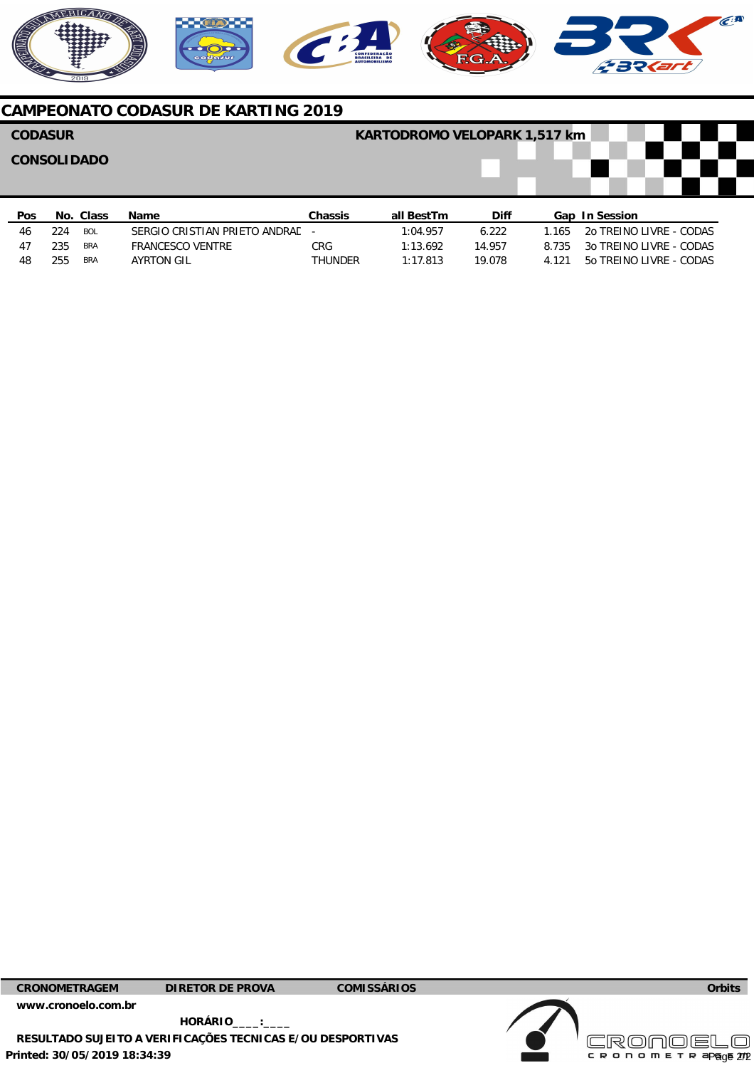## CAMPEONATO CODASUR DE KARTING 2019

**CODASUR** **KARTODROMO VELOPARK 1,517 km**

**CONSOLIDADO**

| Pos | No. | Class | Name | Chassis | all BestTm | Diff | Gap | In Session |
|---|---|---|---|---|---|---|---|---|
| 46 | 224 | BOL | SERGIO CRISTIAN PRIETO ANDRAD | - | 1:04.957 | 6.222 | 1.165 | 2o TREINO LIVRE - CODAS |
| 47 | 235 | BRA | FRANCESCO VENTRE | CRG | 1:13.692 | 14.957 | 8.735 | 3o TREINO LIVRE - CODAS |
| 48 | 255 | BRA | AYRTON GIL | THUNDER | 1:17.813 | 19.078 | 4.121 | 5o TREINO LIVRE - CODAS |

**CRONOMETRAGEM** **DIRETOR DE PROVA** **COMISSÁRIOS** **Orbits**

**www.cronoelo.com.br**

**HORÁRIO____:____**

**RESULTADO SUJEITO A VERIFICAÇÕES TECNICAS E/OU DESPORTIVAS**

**Printed: 30/05/2019 18:34:39**

CRONOELO CRONOMETRAGEM